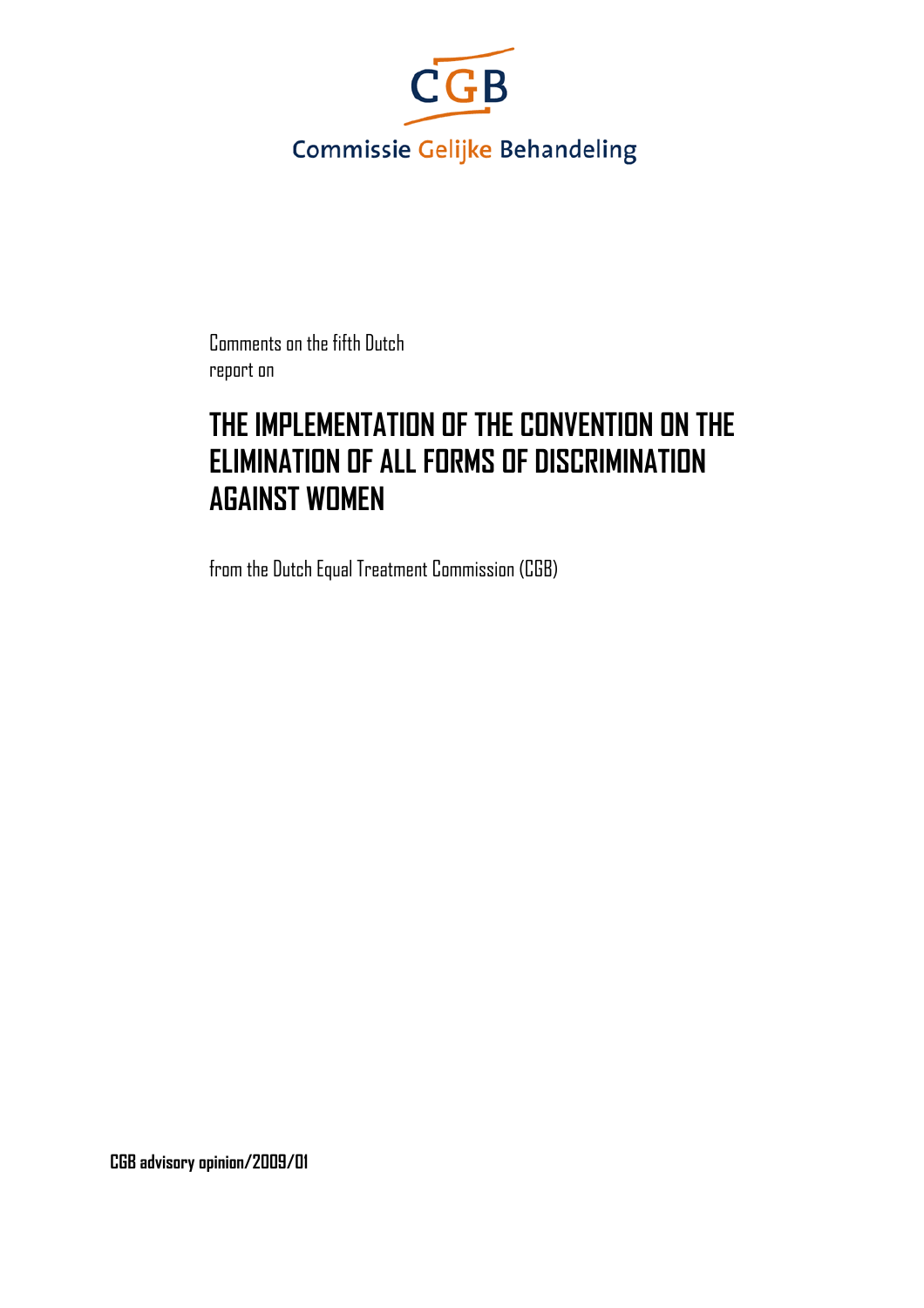CGB

Commissie Gelijke Behandeling

Comments on the fifth Dutch report on

# THE IMPLEMENTATION OF THE CONVENTION ON THE ELIMINATION OF ALL FORMS OF DISCRIMINATION AGAINST WOMEN

from the Dutch Equal Treatment Commission (CGB)

**CGB advisory opinion/2009/01**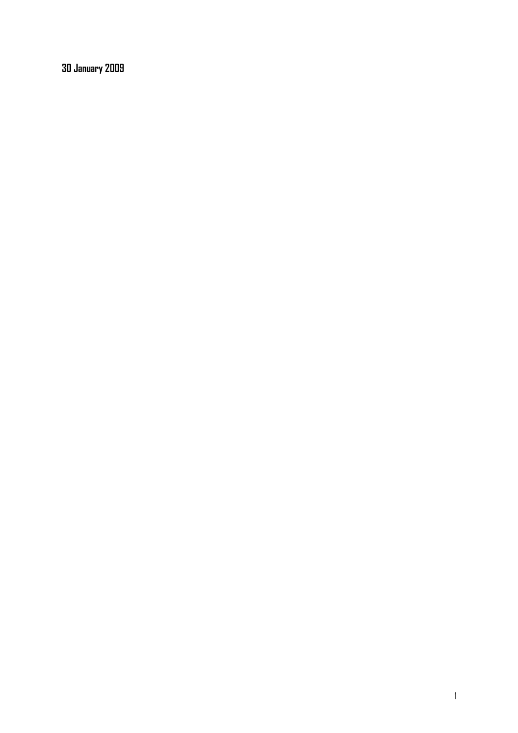**30 January 2009**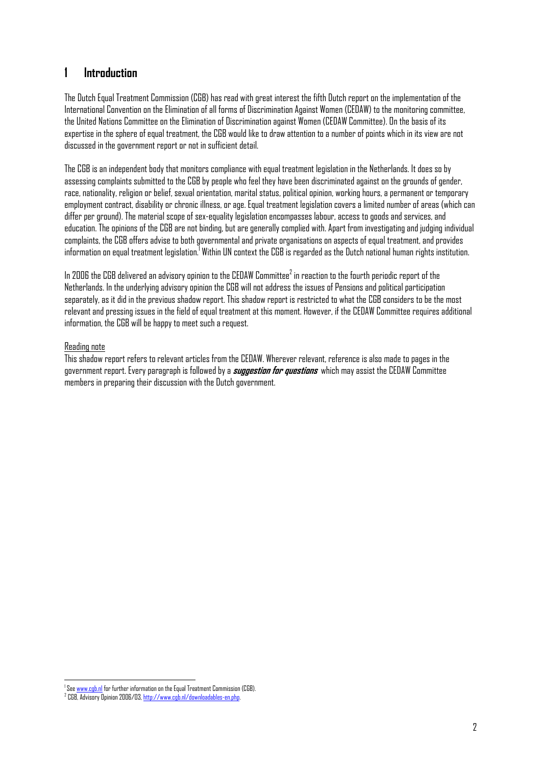# 1 Introduction

The Dutch Equal Treatment Commission (CGB) has read with great interest the fifth Dutch report on the implementation of the International Convention on the Elimination of all forms of Discrimination Against Women (CEDAW) to the monitoring committee, the United Nations Committee on the Elimination of Discrimination against Women (CEDAW Committee). On the basis of its expertise in the sphere of equal treatment, the CGB would like to draw attention to a number of points which in its view are not discussed in the government report or not in sufficient detail.

The CGB is an independent body that monitors compliance with equal treatment legislation in the Netherlands. It does so by assessing complaints submitted to the CGB by people who feel they have been discriminated against on the grounds of gender, race, nationality, religion or belief, sexual orientation, marital status, political opinion, working hours, a permanent or temporary employment contract, disability or chronic illness, or age. Equal treatment legislation covers a limited number of areas (which can differ per ground). The material scope of sex-equality legislation encompasses labour, access to goods and services, and education. The opinions of the CGB are not binding, but are generally complied with. Apart from investigating and judging individual complaints, the CGB offers advise to both governmental and private organisations on aspects of equal treatment, and provides information on equal treatment legislation.[1] Within UN context the CGB is regarded as the Dutch national human rights institution.

In 2006 the CGB delivered an advisory opinion to the CEDAW Committee[2] in reaction to the fourth periodic report of the Netherlands. In the underlying advisory opinion the CGB will not address the issues of Pensions and political participation separately, as it did in the previous shadow report. This shadow report is restricted to what the CGB considers to be the most relevant and pressing issues in the field of equal treatment at this moment. However, if the CEDAW Committee requires additional information, the CGB will be happy to meet such a request.

Reading note

This shadow report refers to relevant articles from the CEDAW. Wherever relevant, reference is also made to pages in the government report. Every paragraph is followed by a ***suggestion for questions*** which may assist the CEDAW Committee members in preparing their discussion with the Dutch government.

[1] See www.cgb.nl for further information on the Equal Treatment Commission (CGB).

[2] CGB, Advisory Opinion 2006/03, http://www.cgb.nl/downloadables-en.php.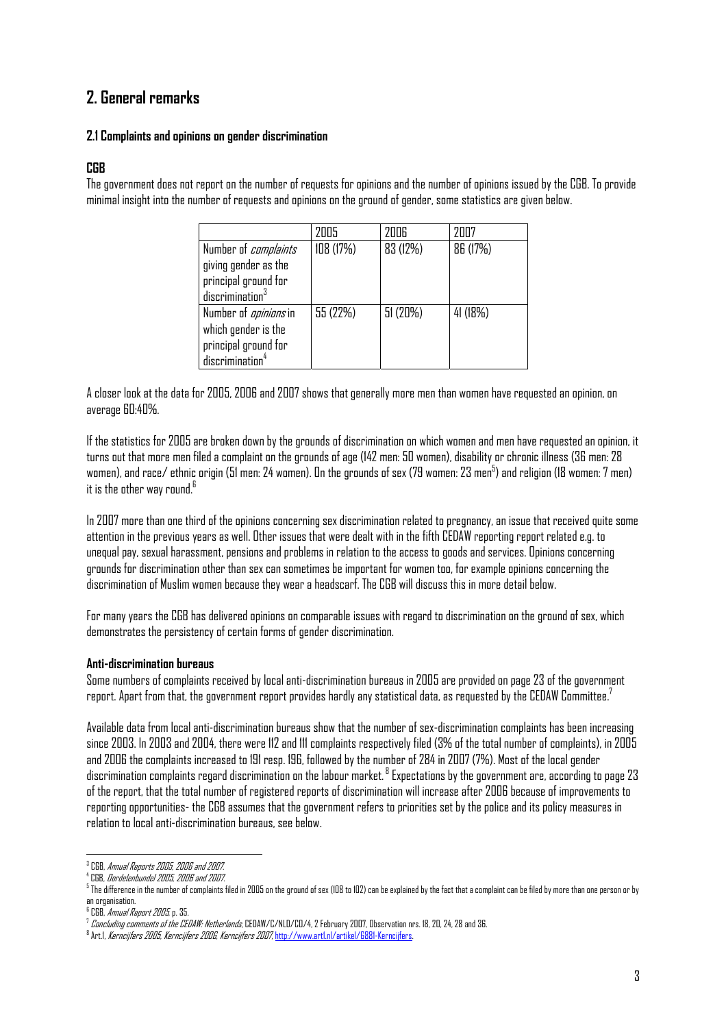## 2. General remarks

### 2.1 Complaints and opinions on gender discrimination

#### CGB

The government does not report on the number of requests for opinions and the number of opinions issued by the CGB. To provide minimal insight into the number of requests and opinions on the ground of gender, some statistics are given below.

| | 2005 | 2006 | 2007 |
|---|---|---|---|
| Number of *complaints* giving gender as the principal ground for discrimination[3] | 108 (17%) | 83 (12%) | 86 (17%) |
| Number of *opinions* in which gender is the principal ground for discrimination[4] | 55 (22%) | 51 (20%) | 41 (18%) |

A closer look at the data for 2005, 2006 and 2007 shows that generally more men than women have requested an opinion, on average 60:40%.

If the statistics for 2005 are broken down by the grounds of discrimination on which women and men have requested an opinion, it turns out that more men filed a complaint on the grounds of age (142 men: 50 women), disability or chronic illness (36 men: 28 women), and race/ ethnic origin (51 men: 24 women). On the grounds of sex (79 women: 23 men[5]) and religion (18 women: 7 men) it is the other way round.[6]

In 2007 more than one third of the opinions concerning sex discrimination related to pregnancy, an issue that received quite some attention in the previous years as well. Other issues that were dealt with in the fifth CEDAW reporting report related e.g. to unequal pay, sexual harassment, pensions and problems in relation to the access to goods and services. Opinions concerning grounds for discrimination other than sex can sometimes be important for women too, for example opinions concerning the discrimination of Muslim women because they wear a headscarf. The CGB will discuss this in more detail below.

For many years the CGB has delivered opinions on comparable issues with regard to discrimination on the ground of sex, which demonstrates the persistency of certain forms of gender discrimination.

#### Anti-discrimination bureaus

Some numbers of complaints received by local anti-discrimination bureaus in 2005 are provided on page 23 of the government report. Apart from that, the government report provides hardly any statistical data, as requested by the CEDAW Committee.[7]

Available data from local anti-discrimination bureaus show that the number of sex-discrimination complaints has been increasing since 2003. In 2003 and 2004, there were 112 and 111 complaints respectively filed (3% of the total number of complaints), in 2005 and 2006 the complaints increased to 191 resp. 196, followed by the number of 284 in 2007 (7%). Most of the local gender discrimination complaints regard discrimination on the labour market.[8] Expectations by the government are, according to page 23 of the report, that the total number of registered reports of discrimination will increase after 2006 because of improvements to reporting opportunities- the CGB assumes that the government refers to priorities set by the police and its policy measures in relation to local anti-discrimination bureaus, see below.

---

[3] CGB, *Annual Reports 2005, 2006 and 2007.*

[4] CGB, *Oordelenbundel 2005, 2006 and 2007.*

[5] The difference in the number of complaints filed in 2005 on the ground of sex (108 to 102) can be explained by the fact that a complaint can be filed by more than one person or by an organisation.

[6] CGB, *Annual Report 2005*, p. 35.

[7] *Concluding comments of the CEDAW: Netherlands*, CEDAW/C/NLD/CO/4, 2 February 2007, Observation nrs. 18, 20, 24, 28 and 36.

[8] Art.1, *Kerncijfers 2005, Kerncijfers 2006, Kerncijfers 2007*, http://www.art1.nl/artikel/6881-Kerncijfers.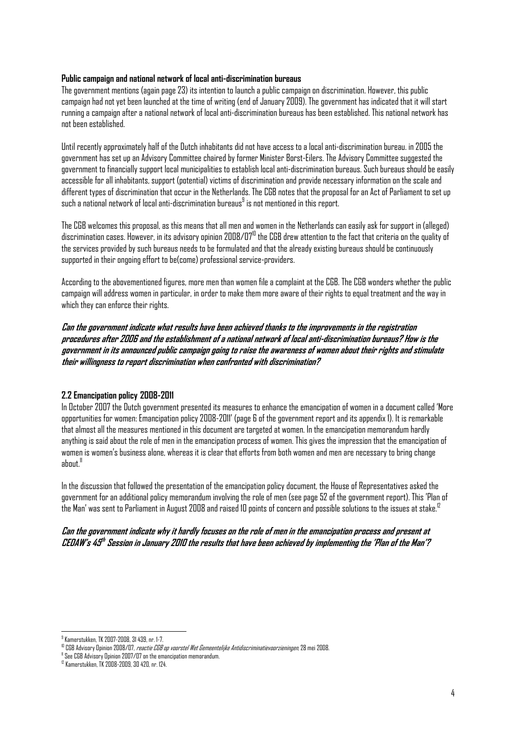**Public campaign and national network of local anti-discrimination bureaus**

The government mentions (again page 23) its intention to launch a public campaign on discrimination. However, this public campaign had not yet been launched at the time of writing (end of January 2009). The government has indicated that it will start running a campaign after a national network of local anti-discrimination bureaus has been established. This national network has not been established.

Until recently approximately half of the Dutch inhabitants did not have access to a local anti-discrimination bureau. in 2005 the government has set up an Advisory Committee chaired by former Minister Borst-Eilers. The Advisory Committee suggested the government to financially support local municipalities to establish local anti-discrimination bureaus. Such bureaus should be easily accessible for all inhabitants, support (potential) victims of discrimination and provide necessary information on the scale and different types of discrimination that occur in the Netherlands. The CGB notes that the proposal for an Act of Parliament to set up such a national network of local anti-discrimination bureaus[9] is not mentioned in this report.

The CGB welcomes this proposal, as this means that all men and women in the Netherlands can easily ask for support in (alleged) discrimination cases. However, in its advisory opinion 2008/07[10] the CGB drew attention to the fact that criteria on the quality of the services provided by such bureaus needs to be formulated and that the already existing bureaus should be continuously supported in their ongoing effort to be(come) professional service-providers.

According to the abovementioned figures, more men than women file a complaint at the CGB. The CGB wonders whether the public campaign will address women in particular, in order to make them more aware of their rights to equal treatment and the way in which they can enforce their rights.

***Can the government indicate what results have been achieved thanks to the improvements in the registration procedures after 2006 and the establishment of a national network of local anti-discrimination bureaus? How is the government in its announced public campaign going to raise the awareness of women about their rights and stimulate their willingness to report discrimination when confronted with discrimination?***

### 2.2 Emancipation policy 2008-2011

In October 2007 the Dutch government presented its measures to enhance the emancipation of women in a document called 'More opportunities for women: Emancipation policy 2008-2011' (page 6 of the government report and its appendix 1). It is remarkable that almost all the measures mentioned in this document are targeted at women. In the emancipation memorandum hardly anything is said about the role of men in the emancipation process of women. This gives the impression that the emancipation of women is women's business alone, whereas it is clear that efforts from both women and men are necessary to bring change about.[11]

In the discussion that followed the presentation of the emancipation policy document, the House of Representatives asked the government for an additional policy memorandum involving the role of men (see page 52 of the government report). This 'Plan of the Man' was sent to Parliament in August 2008 and raised 10 points of concern and possible solutions to the issues at stake.[12]

***Can the government indicate why it hardly focuses on the role of men in the emancipation process and present at CEDAW's 45th Session in January 2010 the results that have been achieved by implementing the 'Plan of the Man'?***

---

[9] Kamerstukken, TK 2007-2008, 31 439, nr. 1-7.

[10] CGB Advisory Opinion 2008/07, *reactie CGB op voorstel Wet Gemeentelijke Antidiscriminatievoorzieningen*, 28 mei 2008.

[11] See CGB Advisory Opinion 2007/07 on the emancipation memorandum.

[12] Kamerstukken, TK 2008-2009, 30 420, nr. 124.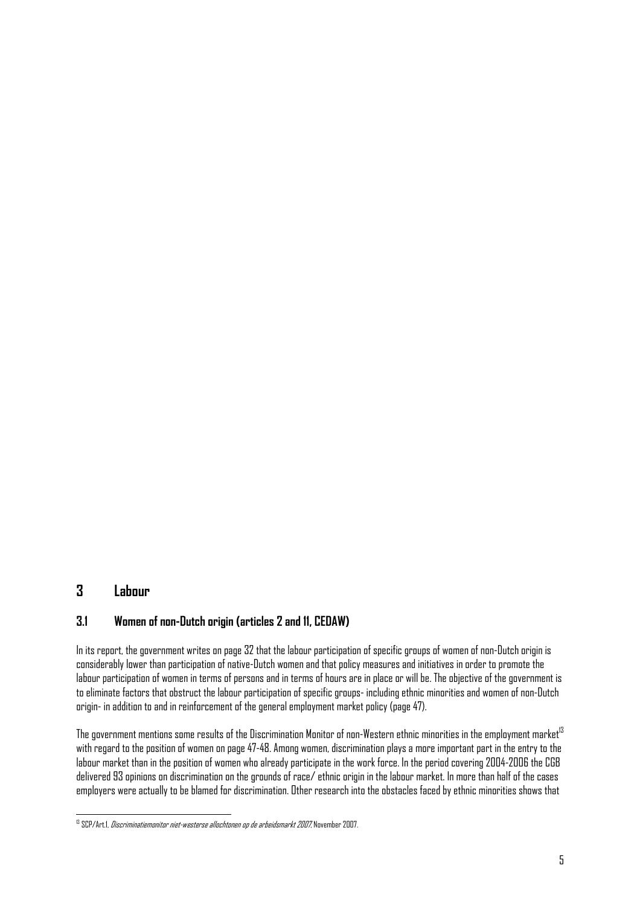# 3 Labour

## 3.1 Women of non-Dutch origin (articles 2 and 11, CEDAW)

In its report, the government writes on page 32 that the labour participation of specific groups of women of non-Dutch origin is considerably lower than participation of native-Dutch women and that policy measures and initiatives in order to promote the labour participation of women in terms of persons and in terms of hours are in place or will be. The objective of the government is to eliminate factors that obstruct the labour participation of specific groups- including ethnic minorities and women of non-Dutch origin- in addition to and in reinforcement of the general employment market policy (page 47).

The government mentions some results of the Discrimination Monitor of non-Western ethnic minorities in the employment market[13] with regard to the position of women on page 47-48. Among women, discrimination plays a more important part in the entry to the labour market than in the position of women who already participate in the work force. In the period covering 2004-2006 the CGB delivered 93 opinions on discrimination on the grounds of race/ ethnic origin in the labour market. In more than half of the cases employers were actually to be blamed for discrimination. Other research into the obstacles faced by ethnic minorities shows that

---

[13] SCP/Art.1, *Discriminatiemonitor niet-westerse allochtonen op de arbeidsmarkt 2007*, November 2007.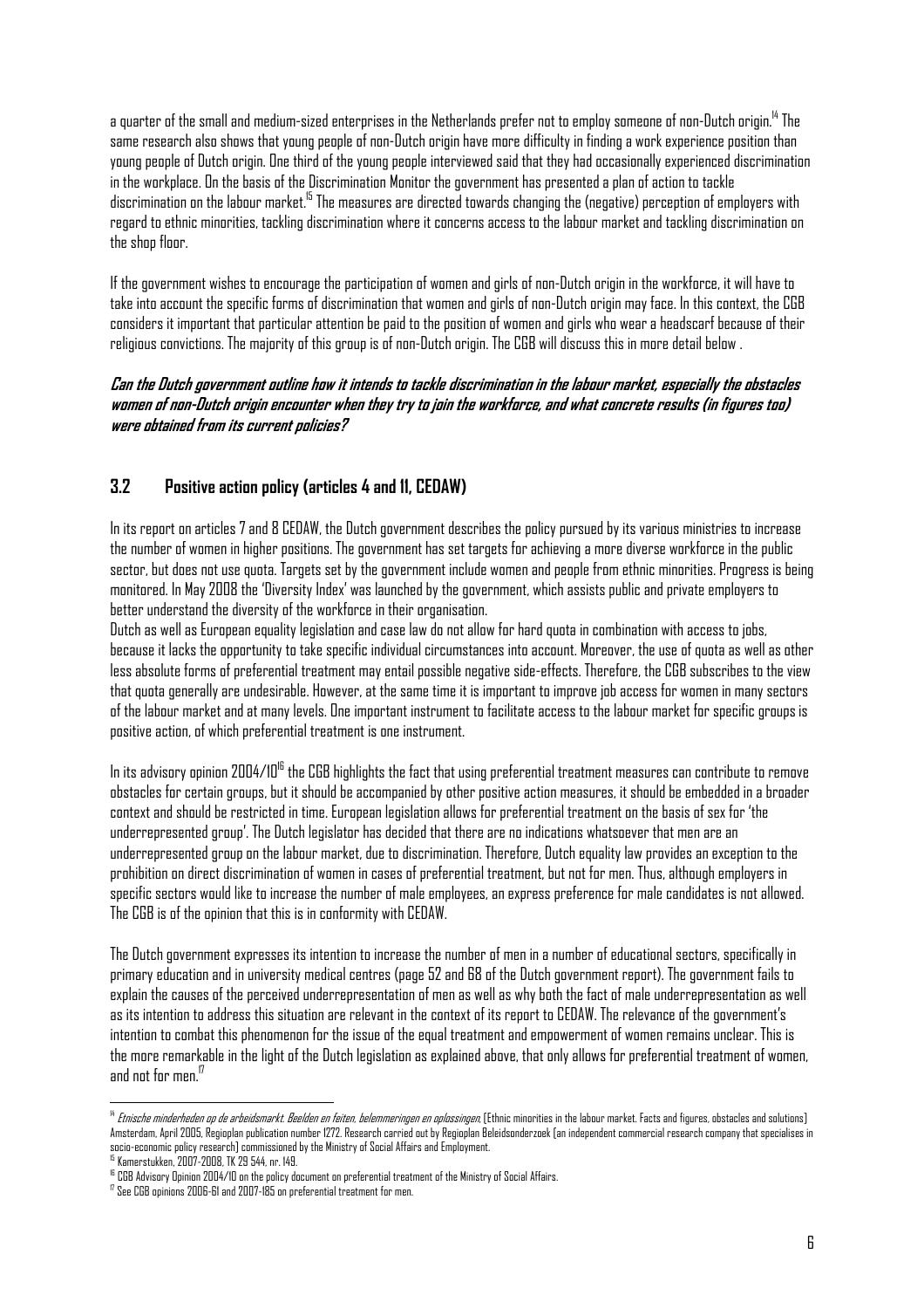a quarter of the small and medium-sized enterprises in the Netherlands prefer not to employ someone of non-Dutch origin.[14] The same research also shows that young people of non-Dutch origin have more difficulty in finding a work experience position than young people of Dutch origin. One third of the young people interviewed said that they had occasionally experienced discrimination in the workplace. On the basis of the Discrimination Monitor the government has presented a plan of action to tackle discrimination on the labour market.[15] The measures are directed towards changing the (negative) perception of employers with regard to ethnic minorities, tackling discrimination where it concerns access to the labour market and tackling discrimination on the shop floor.

If the government wishes to encourage the participation of women and girls of non-Dutch origin in the workforce, it will have to take into account the specific forms of discrimination that women and girls of non-Dutch origin may face. In this context, the CGB considers it important that particular attention be paid to the position of women and girls who wear a headscarf because of their religious convictions. The majority of this group is of non-Dutch origin. The CGB will discuss this in more detail below .

***Can the Dutch government outline how it intends to tackle discrimination in the labour market, especially the obstacles women of non-Dutch origin encounter when they try to join the workforce, and what concrete results (in figures too) were obtained from its current policies?***

## 3.2 Positive action policy (articles 4 and 11, CEDAW)

In its report on articles 7 and 8 CEDAW, the Dutch government describes the policy pursued by its various ministries to increase the number of women in higher positions. The government has set targets for achieving a more diverse workforce in the public sector, but does not use quota. Targets set by the government include women and people from ethnic minorities. Progress is being monitored. In May 2008 the 'Diversity Index' was launched by the government, which assists public and private employers to better understand the diversity of the workforce in their organisation.

Dutch as well as European equality legislation and case law do not allow for hard quota in combination with access to jobs, because it lacks the opportunity to take specific individual circumstances into account. Moreover, the use of quota as well as other less absolute forms of preferential treatment may entail possible negative side-effects. Therefore, the CGB subscribes to the view that quota generally are undesirable. However, at the same time it is important to improve job access for women in many sectors of the labour market and at many levels. One important instrument to facilitate access to the labour market for specific groups is positive action, of which preferential treatment is one instrument.

In its advisory opinion 2004/10[16] the CGB highlights the fact that using preferential treatment measures can contribute to remove obstacles for certain groups, but it should be accompanied by other positive action measures, it should be embedded in a broader context and should be restricted in time. European legislation allows for preferential treatment on the basis of sex for 'the underrepresented group'. The Dutch legislator has decided that there are no indications whatsoever that men are an underrepresented group on the labour market, due to discrimination. Therefore, Dutch equality law provides an exception to the prohibition on direct discrimination of women in cases of preferential treatment, but not for men. Thus, although employers in specific sectors would like to increase the number of male employees, an express preference for male candidates is not allowed. The CGB is of the opinion that this is in conformity with CEDAW.

The Dutch government expresses its intention to increase the number of men in a number of educational sectors, specifically in primary education and in university medical centres (page 52 and 68 of the Dutch government report). The government fails to explain the causes of the perceived underrepresentation of men as well as why both the fact of male underrepresentation as well as its intention to address this situation are relevant in the context of its report to CEDAW. The relevance of the government's intention to combat this phenomenon for the issue of the equal treatment and empowerment of women remains unclear. This is the more remarkable in the light of the Dutch legislation as explained above, that only allows for preferential treatment of women, and not for men.[17]

---

[14] *Etnische minderheden op de arbeidsmarkt. Beelden en feiten, belemmeringen en oplossingen*, [Ethnic minorities in the labour market. Facts and figures, obstacles and solutions] Amsterdam, April 2005, Regioplan publication number 1272. Research carried out by Regioplan Beleidsonderzoek [an independent commercial research company that specialises in socio-economic policy research] commissioned by the Ministry of Social Affairs and Employment.

[15] Kamerstukken, 2007-2008, TK 29 544, nr. 149.

[16] CGB Advisory Opinion 2004/10 on the policy document on preferential treatment of the Ministry of Social Affairs.

[17] See CGB opinions 2006-61 and 2007-185 on preferential treatment for men.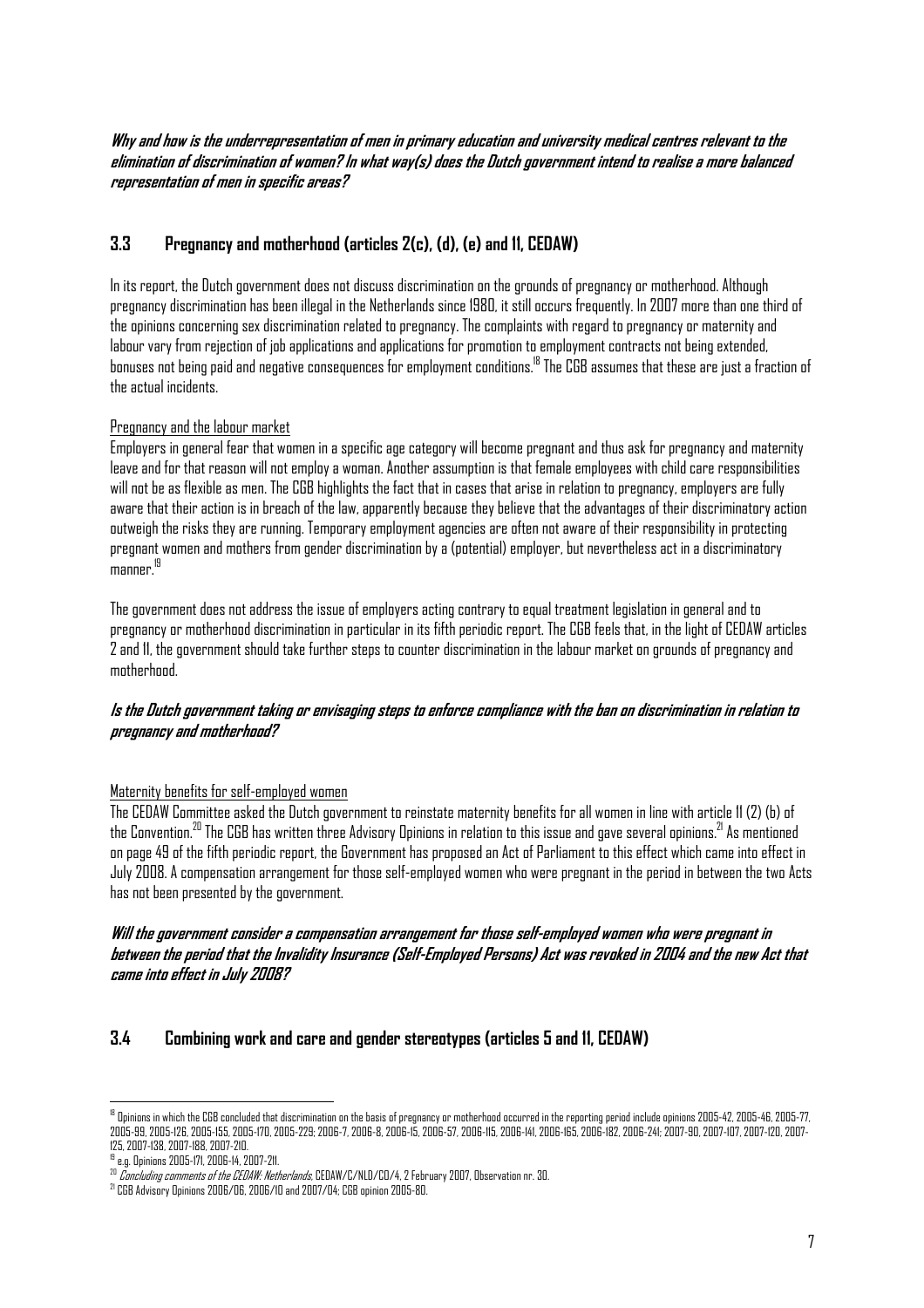***Why and how is the underrepresentation of men in primary education and university medical centres relevant to the elimination of discrimination of women? In what way(s) does the Dutch government intend to realise a more balanced representation of men in specific areas?***

## 3.3 Pregnancy and motherhood (articles 2(c), (d), (e) and 11, CEDAW)

In its report, the Dutch government does not discuss discrimination on the grounds of pregnancy or motherhood. Although pregnancy discrimination has been illegal in the Netherlands since 1980, it still occurs frequently. In 2007 more than one third of the opinions concerning sex discrimination related to pregnancy. The complaints with regard to pregnancy or maternity and labour vary from rejection of job applications and applications for promotion to employment contracts not being extended, bonuses not being paid and negative consequences for employment conditions.[18] The CGB assumes that these are just a fraction of the actual incidents.

Pregnancy and the labour market

Employers in general fear that women in a specific age category will become pregnant and thus ask for pregnancy and maternity leave and for that reason will not employ a woman. Another assumption is that female employees with child care responsibilities will not be as flexible as men. The CGB highlights the fact that in cases that arise in relation to pregnancy, employers are fully aware that their action is in breach of the law, apparently because they believe that the advantages of their discriminatory action outweigh the risks they are running. Temporary employment agencies are often not aware of their responsibility in protecting pregnant women and mothers from gender discrimination by a (potential) employer, but nevertheless act in a discriminatory manner.[19]

The government does not address the issue of employers acting contrary to equal treatment legislation in general and to pregnancy or motherhood discrimination in particular in its fifth periodic report. The CGB feels that, in the light of CEDAW articles 2 and 11, the government should take further steps to counter discrimination in the labour market on grounds of pregnancy and motherhood.

***Is the Dutch government taking or envisaging steps to enforce compliance with the ban on discrimination in relation to pregnancy and motherhood?***

Maternity benefits for self-employed women

The CEDAW Committee asked the Dutch government to reinstate maternity benefits for all women in line with article 11 (2) (b) of the Convention.[20] The CGB has written three Advisory Opinions in relation to this issue and gave several opinions.[21] As mentioned on page 49 of the fifth periodic report, the Government has proposed an Act of Parliament to this effect which came into effect in July 2008. A compensation arrangement for those self-employed women who were pregnant in the period in between the two Acts has not been presented by the government.

***Will the government consider a compensation arrangement for those self-employed women who were pregnant in between the period that the Invalidity Insurance (Self-Employed Persons) Act was revoked in 2004 and the new Act that came into effect in July 2008?***

## 3.4 Combining work and care and gender stereotypes (articles 5 and 11, CEDAW)

---

[18] Opinions in which the CGB concluded that discrimination on the basis of pregnancy or motherhood occurred in the reporting period include opinions 2005-42, 2005-46, 2005-77, 2005-99, 2005-126, 2005-155, 2005-170, 2005-229; 2006-7, 2006-8, 2006-15, 2006-57, 2006-115, 2006-141, 2006-165, 2006-182, 2006-241; 2007-90, 2007-107, 2007-120, 2007-125, 2007-138, 2007-188, 2007-210.

[19] e.g. Opinions 2005-171, 2006-14, 2007-211.

[20] *Concluding comments of the CEDAW: Netherlands*, CEDAW/C/NLD/CO/4, 2 February 2007, Observation nr. 30.

[21] CGB Advisory Opinions 2006/06, 2006/10 and 2007/04; CGB opinion 2005-80.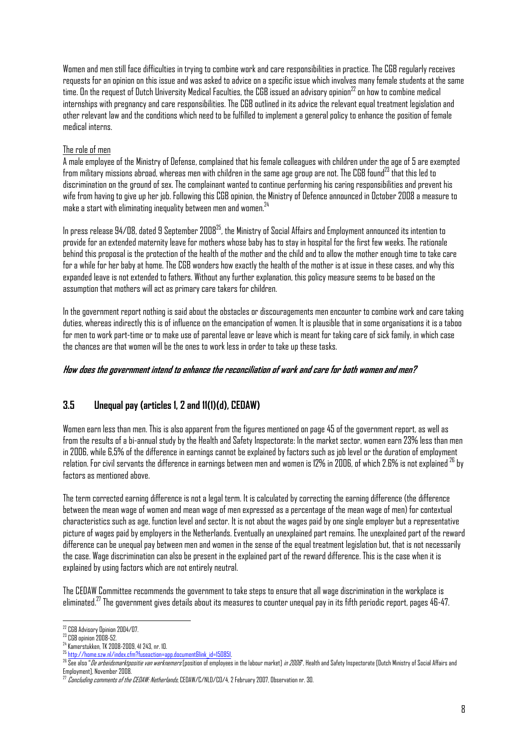Women and men still face difficulties in trying to combine work and care responsibilities in practice. The CGB regularly receives requests for an opinion on this issue and was asked to advice on a specific issue which involves many female students at the same time. On the request of Dutch University Medical Faculties, the CGB issued an advisory opinion[22] on how to combine medical internships with pregnancy and care responsibilities. The CGB outlined in its advice the relevant equal treatment legislation and other relevant law and the conditions which need to be fulfilled to implement a general policy to enhance the position of female medical interns.

The role of men

A male employee of the Ministry of Defense, complained that his female colleagues with children under the age of 5 are exempted from military missions abroad, whereas men with children in the same age group are not. The CGB found[23] that this led to discrimination on the ground of sex. The complainant wanted to continue performing his caring responsibilities and prevent his wife from having to give up her job. Following this CGB opinion, the Ministry of Defence announced in October 2008 a measure to make a start with eliminating inequality between men and women.[24]

In press release 94/08, dated 9 September 2008[25], the Ministry of Social Affairs and Employment announced its intention to provide for an extended maternity leave for mothers whose baby has to stay in hospital for the first few weeks. The rationale behind this proposal is the protection of the health of the mother and the child and to allow the mother enough time to take care for a while for her baby at home. The CGB wonders how exactly the health of the mother is at issue in these cases, and why this expanded leave is not extended to fathers. Without any further explanation, this policy measure seems to be based on the assumption that mothers will act as primary care takers for children.

In the government report nothing is said about the obstacles or discouragements men encounter to combine work and care taking duties, whereas indirectly this is of influence on the emancipation of women. It is plausible that in some organisations it is a taboo for men to work part-time or to make use of parental leave or leave which is meant for taking care of sick family, in which case the chances are that women will be the ones to work less in order to take up these tasks.

***How does the government intend to enhance the reconciliation of work and care for both women and men?***

### 3.5 Unequal pay (articles 1, 2 and 11(1)(d), CEDAW)

Women earn less than men. This is also apparent from the figures mentioned on page 45 of the government report, as well as from the results of a bi-annual study by the Health and Safety Inspectorate: In the market sector, women earn 23% less than men in 2006, while 6,5% of the difference in earnings cannot be explained by factors such as job level or the duration of employment relation. For civil servants the difference in earnings between men and women is 12% in 2006, of which 2.6% is not explained [26] by factors as mentioned above.

The term corrected earning difference is not a legal term. It is calculated by correcting the earning difference (the difference between the mean wage of women and mean wage of men expressed as a percentage of the mean wage of men) for contextual characteristics such as age, function level and sector. It is not about the wages paid by one single employer but a representative picture of wages paid by employers in the Netherlands. Eventually an unexplained part remains. The unexplained part of the reward difference can be unequal pay between men and women in the sense of the equal treatment legislation but, that is not necessarily the case. Wage discrimination can also be present in the explained part of the reward difference. This is the case when it is explained by using factors which are not entirely neutral.

The CEDAW Committee recommends the government to take steps to ensure that all wage discrimination in the workplace is eliminated.[27] The government gives details about its measures to counter unequal pay in its fifth periodic report, pages 46-47.

---

[22] CGB Advisory Opinion 2004/07.

[23] CGB opinion 2008-52.

[24] Kamerstukken, TK 2008-2009, 41 243, nr. 10.

[25] http://home.szw.nl/index.cfm?fuseaction=app.document&link_id=150851.

[26] See also "*De arbeidsmarktpositie van werknemers* [position of employees in the labour market] *in 2006*", Health and Safety Inspectorate (Dutch Ministry of Social Affairs and Employment), November 2008.

[27] *Concluding comments of the CEDAW: Netherlands*, CEDAW/C/NLD/CO/4, 2 February 2007, Observation nr. 30.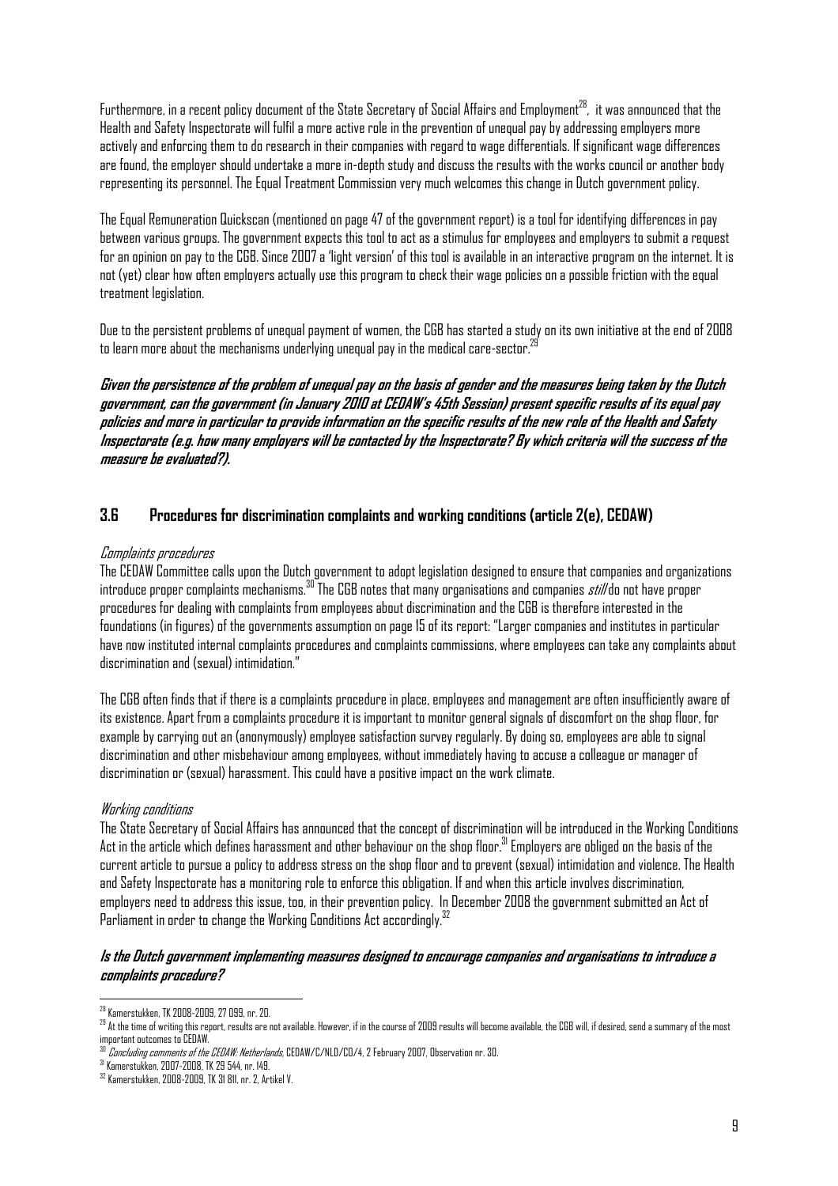Furthermore, in a recent policy document of the State Secretary of Social Affairs and Employment[28], it was announced that the Health and Safety Inspectorate will fulfil a more active role in the prevention of unequal pay by addressing employers more actively and enforcing them to do research in their companies with regard to wage differentials. If significant wage differences are found, the employer should undertake a more in-depth study and discuss the results with the works council or another body representing its personnel. The Equal Treatment Commission very much welcomes this change in Dutch government policy.

The Equal Remuneration Quickscan (mentioned on page 47 of the government report) is a tool for identifying differences in pay between various groups. The government expects this tool to act as a stimulus for employees and employers to submit a request for an opinion on pay to the CGB. Since 2007 a 'light version' of this tool is available in an interactive program on the internet. It is not (yet) clear how often employers actually use this program to check their wage policies on a possible friction with the equal treatment legislation.

Due to the persistent problems of unequal payment of women, the CGB has started a study on its own initiative at the end of 2008 to learn more about the mechanisms underlying unequal pay in the medical care-sector.[29]

***Given the persistence of the problem of unequal pay on the basis of gender and the measures being taken by the Dutch government, can the government (in January 2010 at CEDAW's 45th Session) present specific results of its equal pay policies and more in particular to provide information on the specific results of the new role of the Health and Safety Inspectorate (e.g. how many employers will be contacted by the Inspectorate? By which criteria will the success of the measure be evaluated?).***

### 3.6 Procedures for discrimination complaints and working conditions (article 2(e), CEDAW)

*Complaints procedures*

The CEDAW Committee calls upon the Dutch government to adopt legislation designed to ensure that companies and organizations introduce proper complaints mechanisms.[30] The CGB notes that many organisations and companies *still* do not have proper procedures for dealing with complaints from employees about discrimination and the CGB is therefore interested in the foundations (in figures) of the governments assumption on page 15 of its report: "Larger companies and institutes in particular have now instituted internal complaints procedures and complaints commissions, where employees can take any complaints about discrimination and (sexual) intimidation."

The CGB often finds that if there is a complaints procedure in place, employees and management are often insufficiently aware of its existence. Apart from a complaints procedure it is important to monitor general signals of discomfort on the shop floor, for example by carrying out an (anonymously) employee satisfaction survey regularly. By doing so, employees are able to signal discrimination and other misbehaviour among employees, without immediately having to accuse a colleague or manager of discrimination or (sexual) harassment. This could have a positive impact on the work climate.

*Working conditions*

The State Secretary of Social Affairs has announced that the concept of discrimination will be introduced in the Working Conditions Act in the article which defines harassment and other behaviour on the shop floor.[31] Employers are obliged on the basis of the current article to pursue a policy to address stress on the shop floor and to prevent (sexual) intimidation and violence. The Health and Safety Inspectorate has a monitoring role to enforce this obligation. If and when this article involves discrimination, employers need to address this issue, too, in their prevention policy. In December 2008 the government submitted an Act of Parliament in order to change the Working Conditions Act accordingly.[32]

***Is the Dutch government implementing measures designed to encourage companies and organisations to introduce a complaints procedure?***

---

[28] Kamerstukken, TK 2008-2009, 27 099, nr. 20.

[29] At the time of writing this report, results are not available. However, if in the course of 2009 results will become available, the CGB will, if desired, send a summary of the most important outcomes to CEDAW.

[30] *Concluding comments of the CEDAW: Netherlands*, CEDAW/C/NLD/CO/4, 2 February 2007, Observation nr. 30.

[31] Kamerstukken, 2007-2008, TK 29 544, nr. 149.

[32] Kamerstukken, 2008-2009, TK 31 811, nr. 2, Artikel V.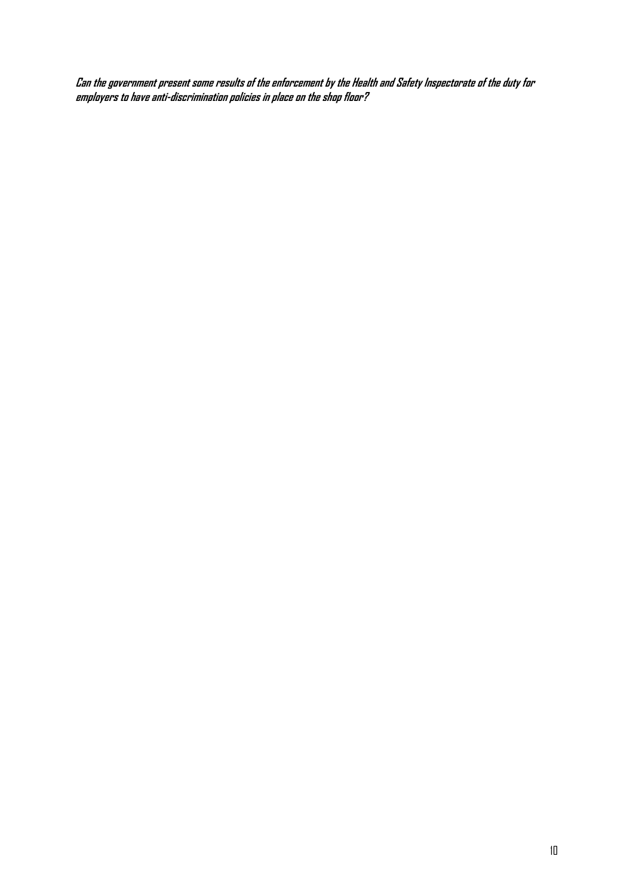***Can the government present some results of the enforcement by the Health and Safety Inspectorate of the duty for employers to have anti-discrimination policies in place on the shop floor?***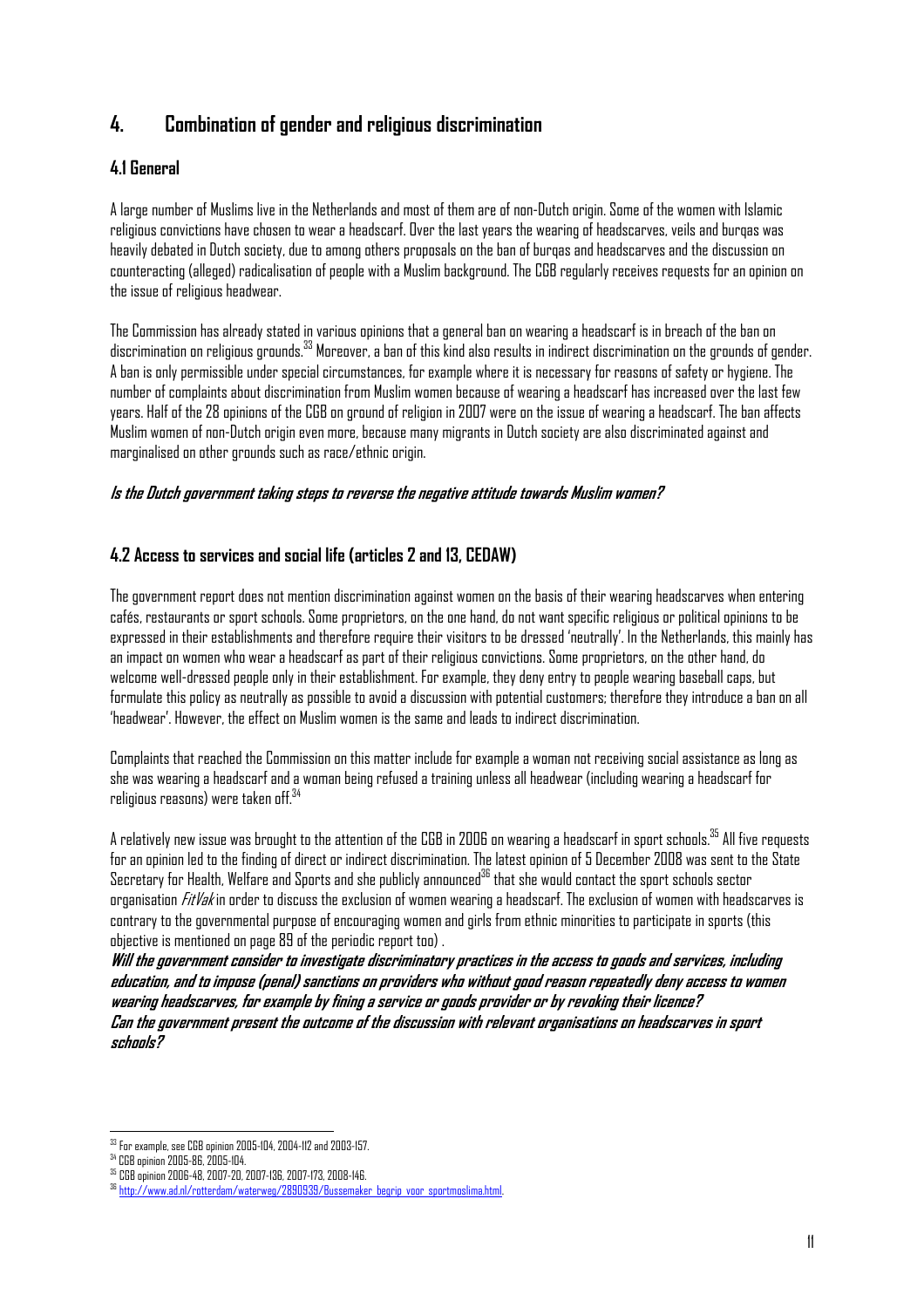## 4. Combination of gender and religious discrimination

### 4.1 General

A large number of Muslims live in the Netherlands and most of them are of non-Dutch origin. Some of the women with Islamic religious convictions have chosen to wear a headscarf. Over the last years the wearing of headscarves, veils and burqas was heavily debated in Dutch society, due to among others proposals on the ban of burqas and headscarves and the discussion on counteracting (alleged) radicalisation of people with a Muslim background. The CGB regularly receives requests for an opinion on the issue of religious headwear.

The Commission has already stated in various opinions that a general ban on wearing a headscarf is in breach of the ban on discrimination on religious grounds.[33] Moreover, a ban of this kind also results in indirect discrimination on the grounds of gender. A ban is only permissible under special circumstances, for example where it is necessary for reasons of safety or hygiene. The number of complaints about discrimination from Muslim women because of wearing a headscarf has increased over the last few years. Half of the 28 opinions of the CGB on ground of religion in 2007 were on the issue of wearing a headscarf. The ban affects Muslim women of non-Dutch origin even more, because many migrants in Dutch society are also discriminated against and marginalised on other grounds such as race/ethnic origin.

***Is the Dutch government taking steps to reverse the negative attitude towards Muslim women?***

### 4.2 Access to services and social life (articles 2 and 13, CEDAW)

The government report does not mention discrimination against women on the basis of their wearing headscarves when entering cafés, restaurants or sport schools. Some proprietors, on the one hand, do not want specific religious or political opinions to be expressed in their establishments and therefore require their visitors to be dressed 'neutrally'. In the Netherlands, this mainly has an impact on women who wear a headscarf as part of their religious convictions. Some proprietors, on the other hand, do welcome well-dressed people only in their establishment. For example, they deny entry to people wearing baseball caps, but formulate this policy as neutrally as possible to avoid a discussion with potential customers; therefore they introduce a ban on all 'headwear'. However, the effect on Muslim women is the same and leads to indirect discrimination.

Complaints that reached the Commission on this matter include for example a woman not receiving social assistance as long as she was wearing a headscarf and a woman being refused a training unless all headwear (including wearing a headscarf for religious reasons) were taken off.[34]

A relatively new issue was brought to the attention of the CGB in 2006 on wearing a headscarf in sport schools.[35] All five requests for an opinion led to the finding of direct or indirect discrimination. The latest opinion of 5 December 2008 was sent to the State Secretary for Health, Welfare and Sports and she publicly announced[36] that she would contact the sport schools sector organisation *FitVak* in order to discuss the exclusion of women wearing a headscarf. The exclusion of women with headscarves is contrary to the governmental purpose of encouraging women and girls from ethnic minorities to participate in sports (this objective is mentioned on page 89 of the periodic report too) .

***Will the government consider to investigate discriminatory practices in the access to goods and services, including education, and to impose (penal) sanctions on providers who without good reason repeatedly deny access to women wearing headscarves, for example by fining a service or goods provider or by revoking their licence?***
***Can the government present the outcome of the discussion with relevant organisations on headscarves in sport schools?***

---

[33] For example, see CGB opinion 2005-104, 2004-112 and 2003-157.
[34] CGB opinion 2005-86, 2005-104.
[35] CGB opinion 2006-48, 2007-20, 2007-136, 2007-173, 2008-146.
[36] http://www.ad.nl/rotterdam/waterweg/2890939/Bussemaker_begrip_voor_sportmoslima.html.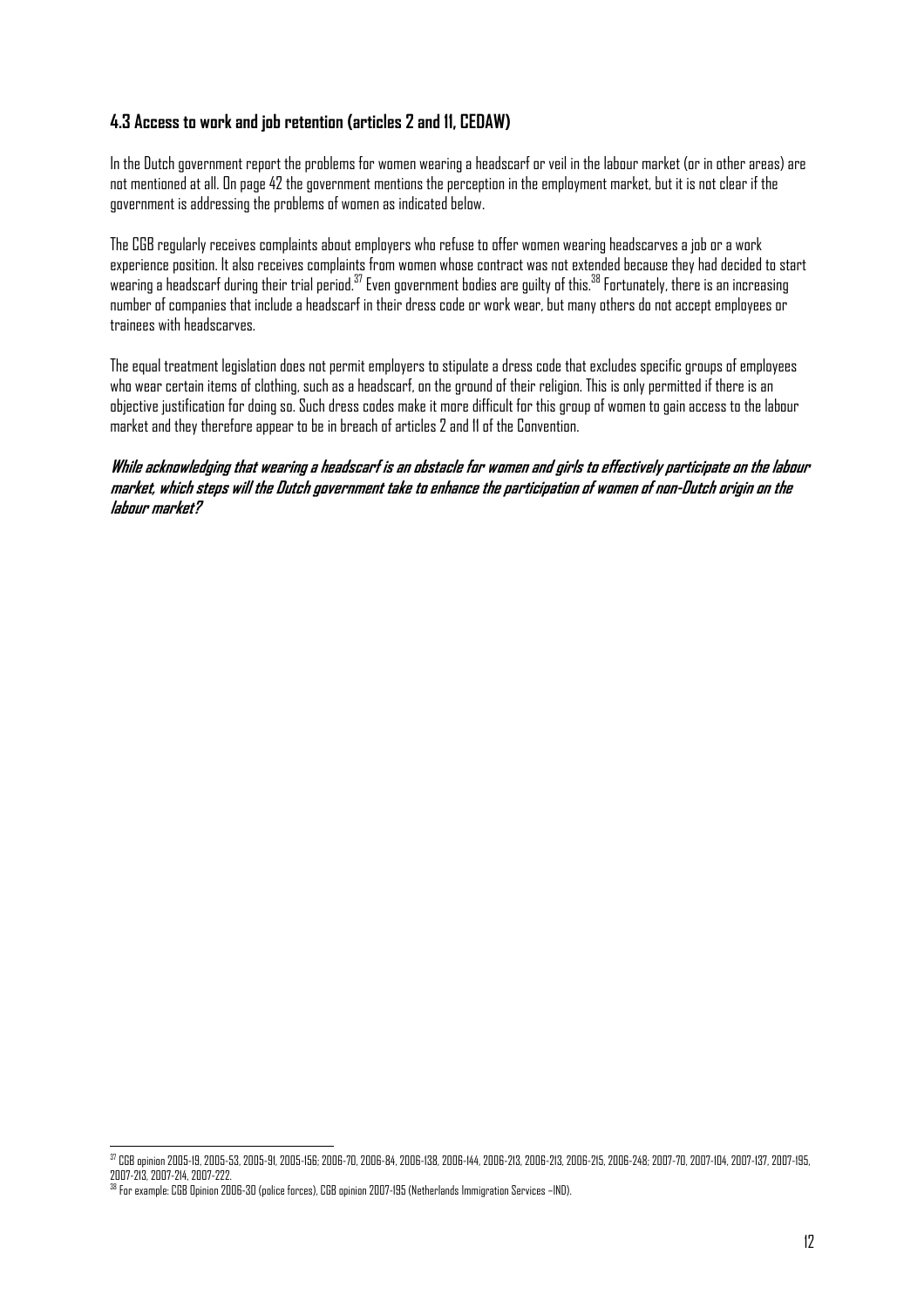### 4.3 Access to work and job retention (articles 2 and 11, CEDAW)

In the Dutch government report the problems for women wearing a headscarf or veil in the labour market (or in other areas) are not mentioned at all. On page 42 the government mentions the perception in the employment market, but it is not clear if the government is addressing the problems of women as indicated below.

The CGB regularly receives complaints about employers who refuse to offer women wearing headscarves a job or a work experience position. It also receives complaints from women whose contract was not extended because they had decided to start wearing a headscarf during their trial period.[37] Even government bodies are guilty of this.[38] Fortunately, there is an increasing number of companies that include a headscarf in their dress code or work wear, but many others do not accept employees or trainees with headscarves.

The equal treatment legislation does not permit employers to stipulate a dress code that excludes specific groups of employees who wear certain items of clothing, such as a headscarf, on the ground of their religion. This is only permitted if there is an objective justification for doing so. Such dress codes make it more difficult for this group of women to gain access to the labour market and they therefore appear to be in breach of articles 2 and 11 of the Convention.

***While acknowledging that wearing a headscarf is an obstacle for women and girls to effectively participate on the labour market, which steps will the Dutch government take to enhance the participation of women of non-Dutch origin on the labour market?***

---

[37] CGB opinion 2005-19, 2005-53, 2005-91, 2005-156; 2006-70, 2006-84, 2006-138, 2006-144, 2006-213, 2006-213, 2006-215, 2006-248; 2007-70, 2007-104, 2007-137, 2007-195, 2007-213, 2007-214, 2007-222.

[38] For example: CGB Opinion 2006-30 (police forces), CGB opinion 2007-195 (Netherlands Immigration Services –IND).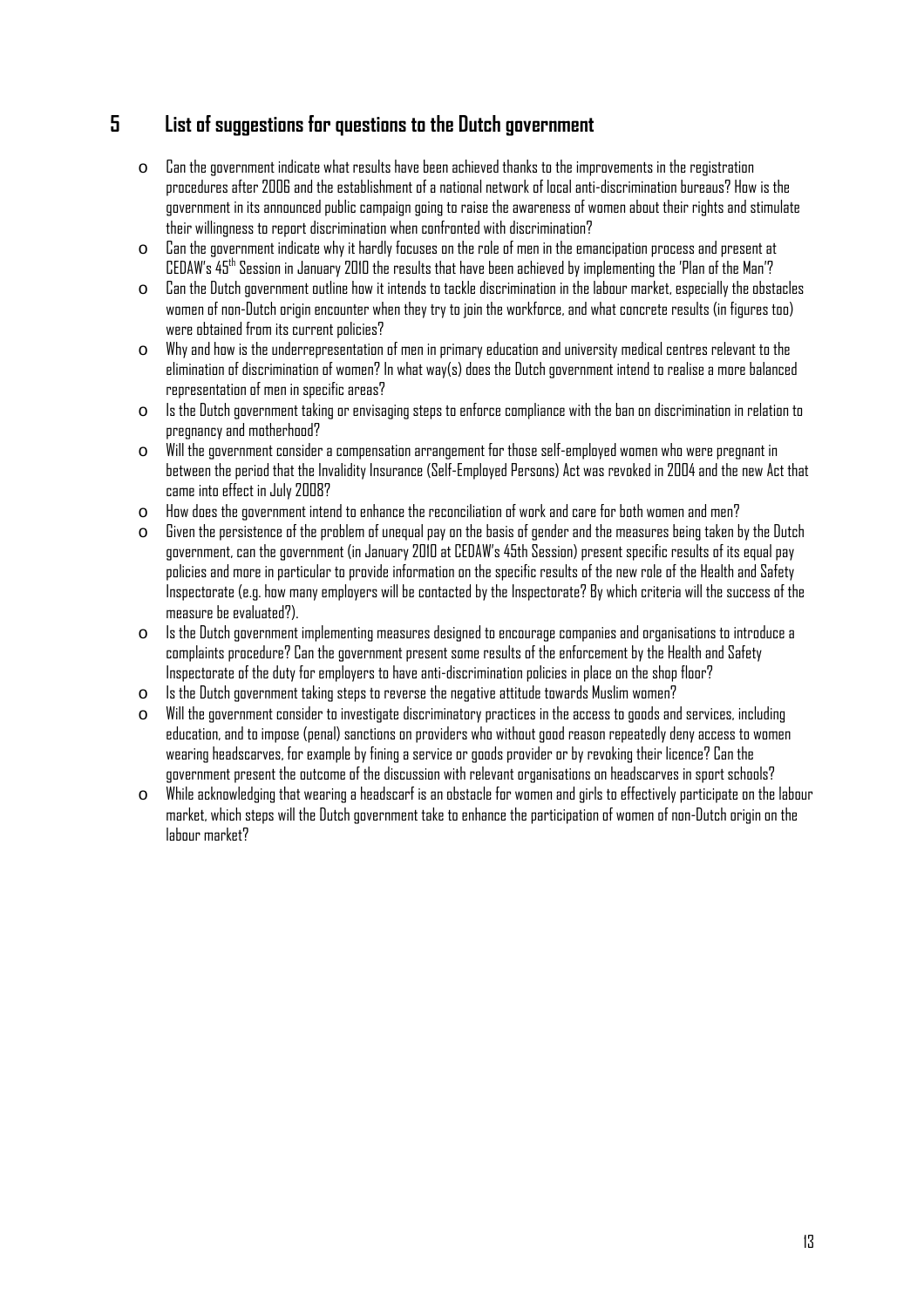## 5 List of suggestions for questions to the Dutch government

- Can the government indicate what results have been achieved thanks to the improvements in the registration procedures after 2006 and the establishment of a national network of local anti-discrimination bureaus? How is the government in its announced public campaign going to raise the awareness of women about their rights and stimulate their willingness to report discrimination when confronted with discrimination?
- Can the government indicate why it hardly focuses on the role of men in the emancipation process and present at CEDAW's 45th Session in January 2010 the results that have been achieved by implementing the 'Plan of the Man'?
- Can the Dutch government outline how it intends to tackle discrimination in the labour market, especially the obstacles women of non-Dutch origin encounter when they try to join the workforce, and what concrete results (in figures too) were obtained from its current policies?
- Why and how is the underrepresentation of men in primary education and university medical centres relevant to the elimination of discrimination of women? In what way(s) does the Dutch government intend to realise a more balanced representation of men in specific areas?
- Is the Dutch government taking or envisaging steps to enforce compliance with the ban on discrimination in relation to pregnancy and motherhood?
- Will the government consider a compensation arrangement for those self-employed women who were pregnant in between the period that the Invalidity Insurance (Self-Employed Persons) Act was revoked in 2004 and the new Act that came into effect in July 2008?
- How does the government intend to enhance the reconciliation of work and care for both women and men?
- Given the persistence of the problem of unequal pay on the basis of gender and the measures being taken by the Dutch government, can the government (in January 2010 at CEDAW's 45th Session) present specific results of its equal pay policies and more in particular to provide information on the specific results of the new role of the Health and Safety Inspectorate (e.g. how many employers will be contacted by the Inspectorate? By which criteria will the success of the measure be evaluated?).
- Is the Dutch government implementing measures designed to encourage companies and organisations to introduce a complaints procedure? Can the government present some results of the enforcement by the Health and Safety Inspectorate of the duty for employers to have anti-discrimination policies in place on the shop floor?
- Is the Dutch government taking steps to reverse the negative attitude towards Muslim women?
- Will the government consider to investigate discriminatory practices in the access to goods and services, including education, and to impose (penal) sanctions on providers who without good reason repeatedly deny access to women wearing headscarves, for example by fining a service or goods provider or by revoking their licence? Can the government present the outcome of the discussion with relevant organisations on headscarves in sport schools?
- While acknowledging that wearing a headscarf is an obstacle for women and girls to effectively participate on the labour market, which steps will the Dutch government take to enhance the participation of women of non-Dutch origin on the labour market?